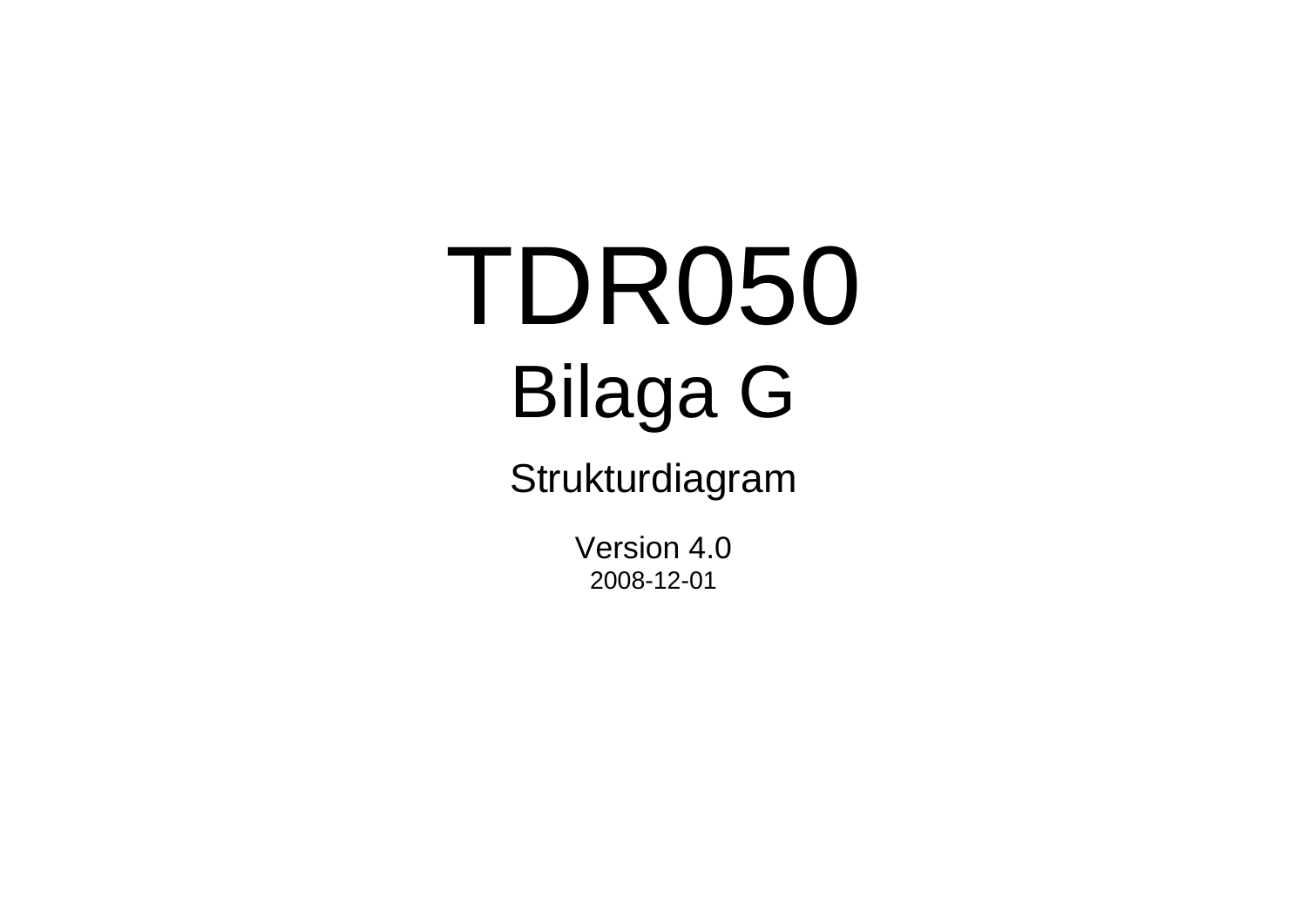# TDR050

## Bilaga G

### Strukturdiagram

Version 4.0

2008-12-01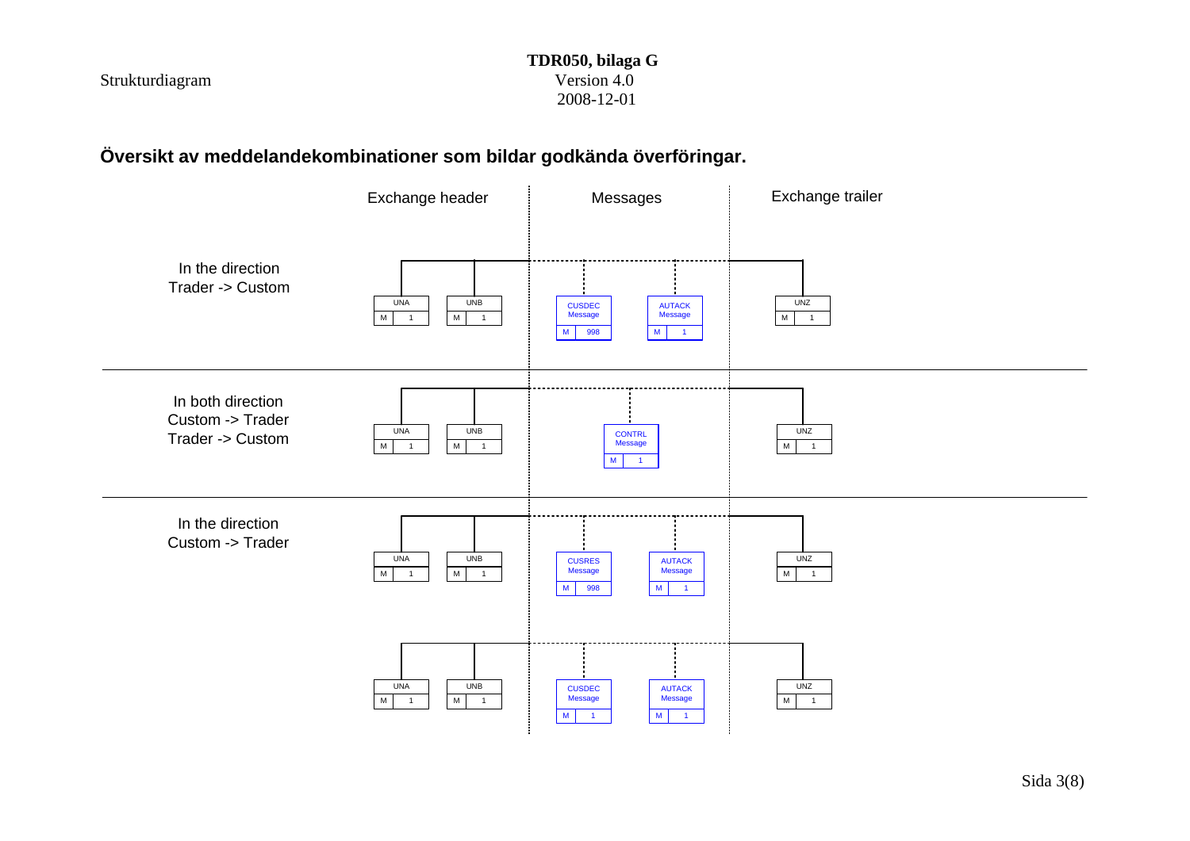## Översikt av meddelandekombinationer som bildar godkända överföringar.

| | Exchange header | | Messages | | Exchange trailer |
|---|---|---|---|---|---|
| In the direction Trader -> Custom | UNA (M 1) | UNB (M 1) | CUSDEC Message (M 998) | AUTACK Message (M 1) | UNZ (M 1) |
| In both direction Custom -> Trader Trader -> Custom | UNA (M 1) | UNB (M 1) | CONTRL Message (M 1) | | UNZ (M 1) |
| In the direction Custom -> Trader | UNA (M 1) | UNB (M 1) | CUSRES Message (M 998) | AUTACK Message (M 1) | UNZ (M 1) |
| | UNA (M 1) | UNB (M 1) | CUSDEC Message (M 1) | AUTACK Message (M 1) | UNZ (M 1) |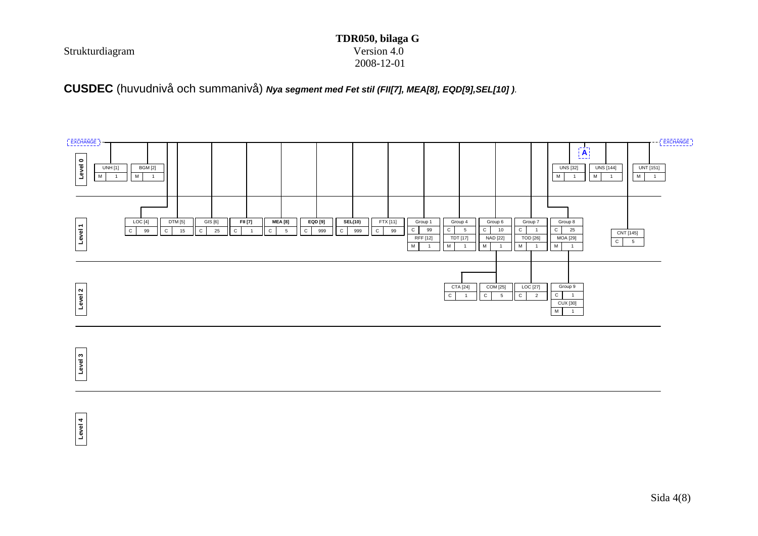Strukturdiagram

**TDR050, bilaga G**
Version 4.0
2008-12-01

## **CUSDEC** (huvudnivå och summanivå) ***Nya segment med Fet stil (FII[7], MEA[8], EQD[9],SEL[10] ).***

EXCHANGE

**Level 0**

| Segment | Status | Rep |
|---|---|---|
| UNH [1] | M | 1 |
| BGM [2] | M | 1 |
| UNS [32] | M | 1 |
| UNS [144] | M | 1 |
| UNT [151] | M | 1 |

A

**Level 1**

| Segment | Status | Rep |
|---|---|---|
| LOC [4] | C | 99 |
| DTM [5] | C | 15 |
| GIS [6] | C | 25 |
| **FII [7]** | C | 1 |
| **MEA [8]** | C | 5 |
| **EQD [9]** | C | 999 |
| **SEL(10)** | C | 999 |
| FTX [11] | C | 99 |
| Group 1 | C | 99 |
| RFF [12] | M | 1 |
| Group 4 | C | 5 |
| TDT [17] | M | 1 |
| Group 6 | C | 10 |
| NAD [22] | M | 1 |
| Group 7 | C | 1 |
| TOD [26] | M | 1 |
| Group 8 | C | 25 |
| MOA [29] | M | 1 |
| CNT [145] | C | 5 |

**Level 2**

| Segment | Status | Rep |
|---|---|---|
| CTA [24] | C | 1 |
| COM [25] | C | 5 |
| LOC [27] | C | 2 |
| Group 9 | C | 1 |
| CUX [30] | M | 1 |

**Level 3**

**Level 4**

EXCHANGE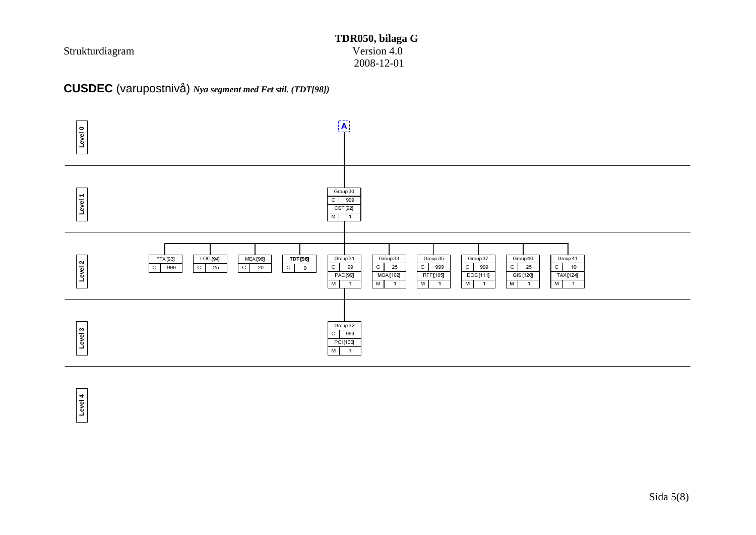Strukturdiagram

**TDR050, bilaga G**
Version 4.0
2008-12-01

## **CUSDEC** (varupostnivå) ***Nya segment med Fet stil. (TDT[98])***

**Level 0**

A

**Level 1**

| Group 30 | |
|---|---|
| C | 999 |
| CST [92] | |
| M | 1 |

**Level 2**

| FTX [93] | |
|---|---|
| C | 999 |

| LOC [94] | |
|---|---|
| C | 25 |

| MEA [96] | |
|---|---|
| C | 20 |

| **TDT [98]** | |
|---|---|
| C | 9 |

| Group 31 | |
|---|---|
| C | 99 |
| PAC [99] | |
| M | 1 |

| Group 33 | |
|---|---|
| C | 25 |
| MOA [102] | |
| M | 1 |

| Group 35 | |
|---|---|
| C | 999 |
| RFF [105] | |
| M | 1 |

| Group 37 | |
|---|---|
| C | 999 |
| DOC [111] | |
| M | 1 |

| Group 40 | |
|---|---|
| C | 25 |
| GIS [120] | |
| M | 1 |

| Group 41 | |
|---|---|
| C | 10 |
| TAX [124] | |
| M | 1 |

**Level 3**

| Group 32 | |
|---|---|
| C | 999 |
| PCI [100] | |
| M | 1 |

**Level 4**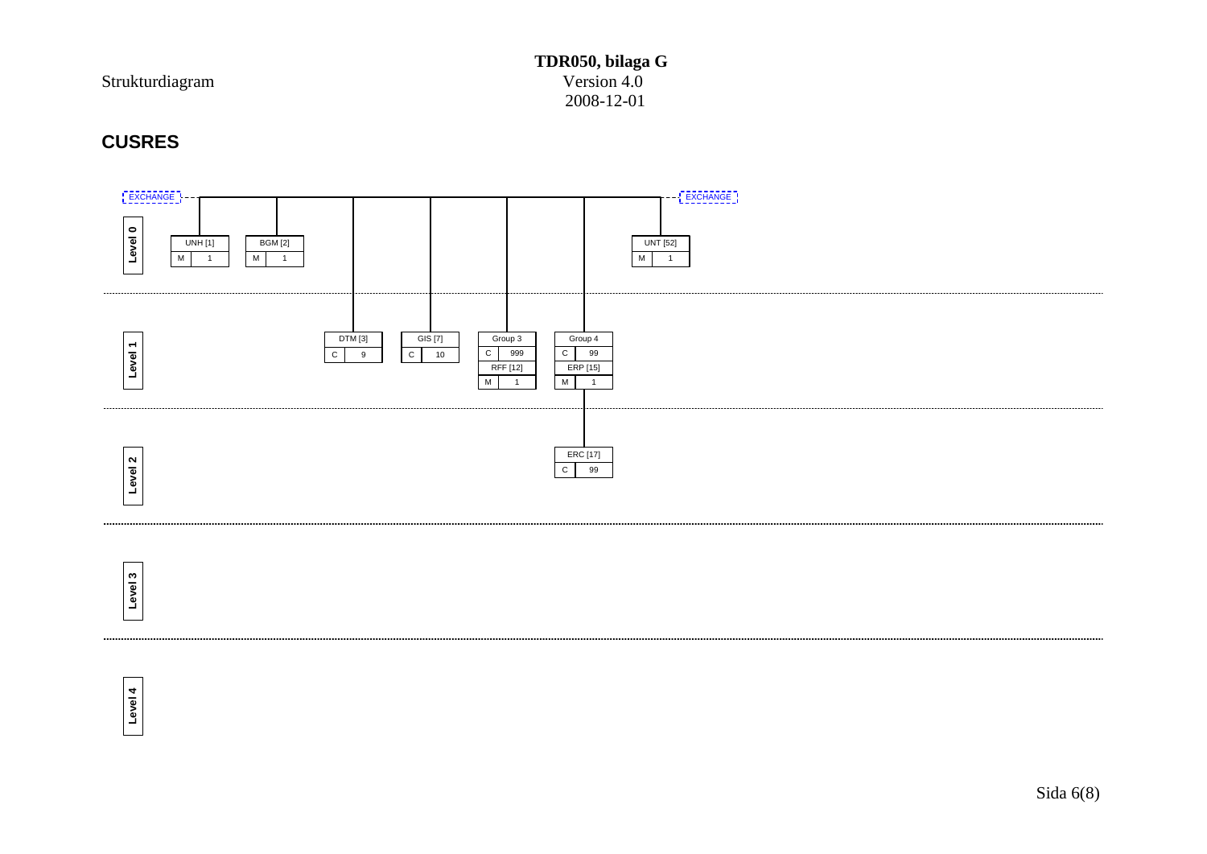Strukturdiagram

**TDR050, bilaga G**
Version 4.0
2008-12-01

## CUSRES

EXCHANGE — EXCHANGE

**Level 0**

| Segment | Status | Rep |
|---|---|---|
| UNH [1] | M | 1 |
| BGM [2] | M | 1 |
| UNT [52] | M | 1 |

**Level 1**

| Segment/Group | Status | Rep |
|---|---|---|
| DTM [3] | C | 9 |
| GIS [7] | C | 10 |
| Group 3 | C | 999 |
| RFF [12] | M | 1 |
| Group 4 | C | 99 |
| ERP [15] | M | 1 |

**Level 2**

| Segment | Status | Rep |
|---|---|---|
| ERC [17] | C | 99 |

**Level 3**

**Level 4**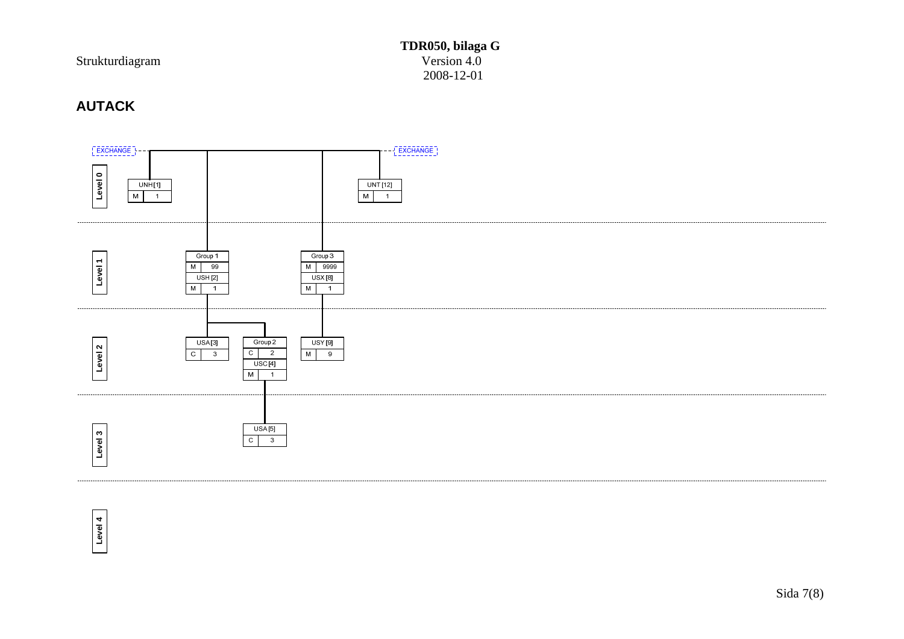## AUTACK

EXCHANGE

**Level 0**

| UNH [1] | |
|---|---|
| M | 1 |

| UNT [12] | |
|---|---|
| M | 1 |

**Level 1**

| Group 1 | |
|---|---|
| M | 99 |
| USH [2] | |
| M | 1 |

| Group 3 | |
|---|---|
| M | 9999 |
| USX [8] | |
| M | 1 |

**Level 2**

| USA [3] | |
|---|---|
| C | 3 |

| Group 2 | |
|---|---|
| C | 2 |
| USC [4] | |
| M | 1 |

| USY [9] | |
|---|---|
| M | 9 |

**Level 3**

| USA [5] | |
|---|---|
| C | 3 |

**Level 4**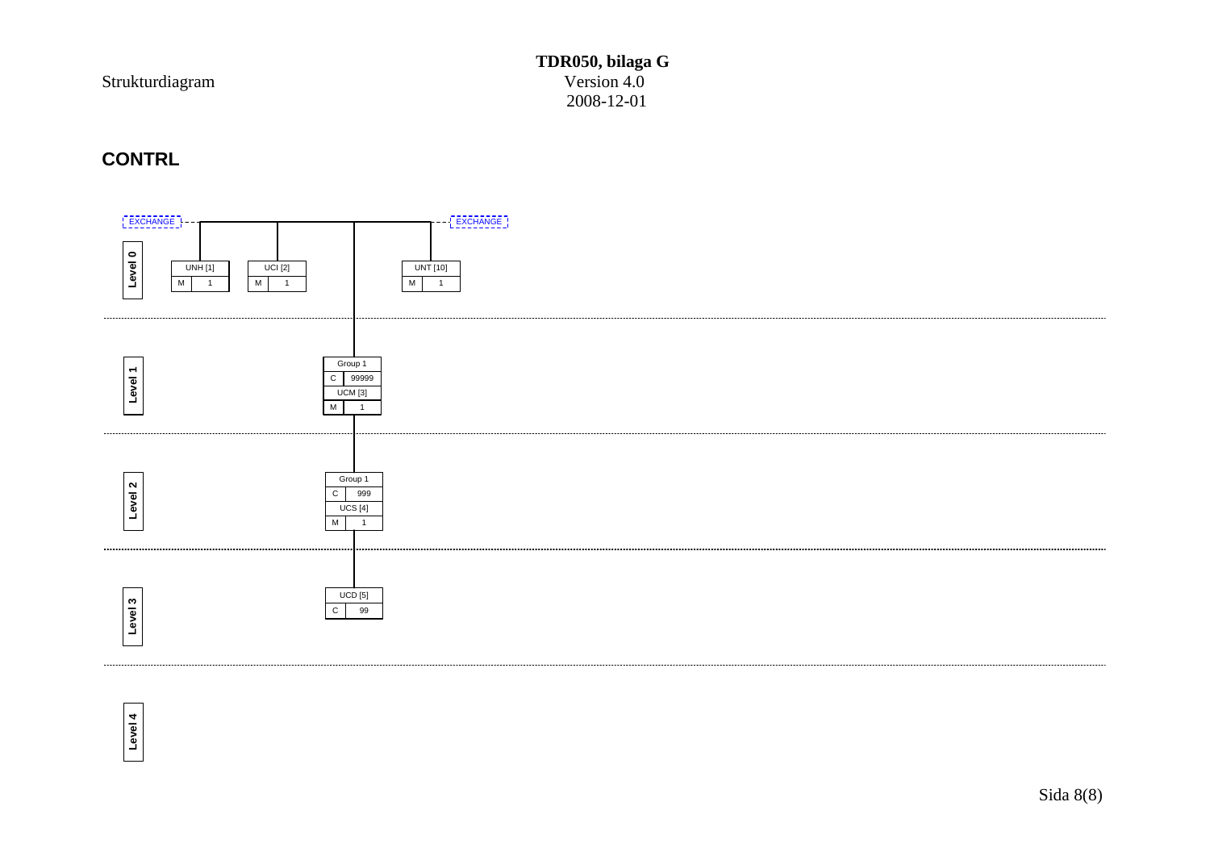Strukturdiagram

**TDR050, bilaga G**
Version 4.0
2008-12-01

## CONTRL

EXCHANGE

EXCHANGE

Level 0

UNH [1]
M 1

UCI [2]
M 1

UNT [10]
M 1

Level 1

Group 1
C 99999
UCM [3]
M 1

Level 2

Group 1
C 999
UCS [4]
M 1

Level 3

UCD [5]
C 99

Level 4